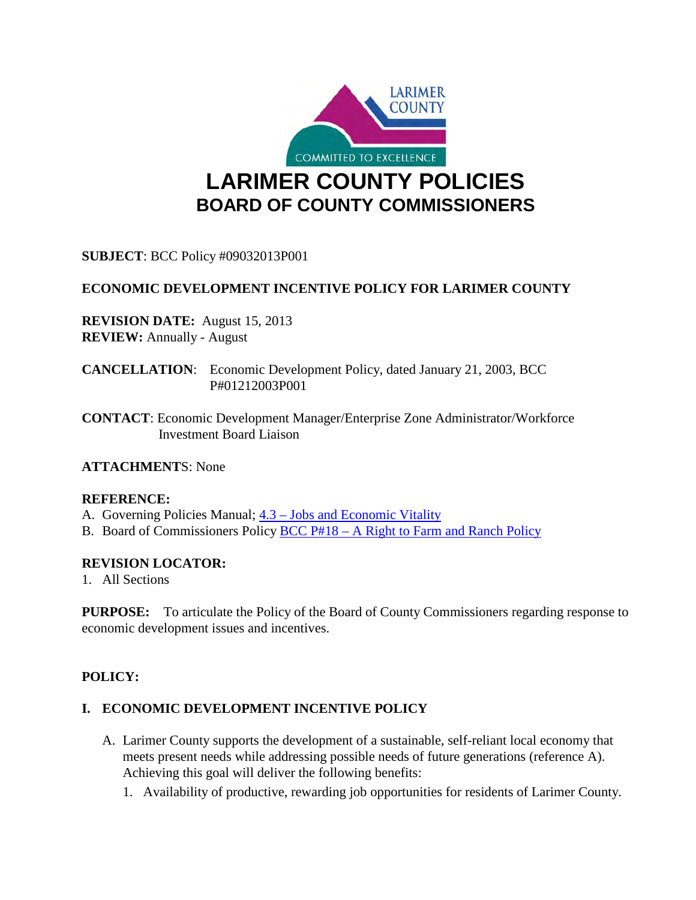LARIMER COUNTY

COMMITTED TO EXCELLENCE

# LARIMER COUNTY POLICIES

## BOARD OF COUNTY COMMISSIONERS

**SUBJECT**: BCC Policy #09032013P001

**ECONOMIC DEVELOPMENT INCENTIVE POLICY FOR LARIMER COUNTY**

**REVISION DATE:** August 15, 2013
**REVIEW:** Annually - August

**CANCELLATION**: Economic Development Policy, dated January 21, 2003, BCC P#01212003P001

**CONTACT**: Economic Development Manager/Enterprise Zone Administrator/Workforce Investment Board Liaison

**ATTACHMENTS**: None

**REFERENCE:**

A. Governing Policies Manual; 4.3 – Jobs and Economic Vitality
B. Board of Commissioners Policy BCC P#18 – A Right to Farm and Ranch Policy

**REVISION LOCATOR:**

1. All Sections

**PURPOSE:** To articulate the Policy of the Board of County Commissioners regarding response to economic development issues and incentives.

**POLICY:**

**I. ECONOMIC DEVELOPMENT INCENTIVE POLICY**

A. Larimer County supports the development of a sustainable, self-reliant local economy that meets present needs while addressing possible needs of future generations (reference A). Achieving this goal will deliver the following benefits:
   1. Availability of productive, rewarding job opportunities for residents of Larimer County.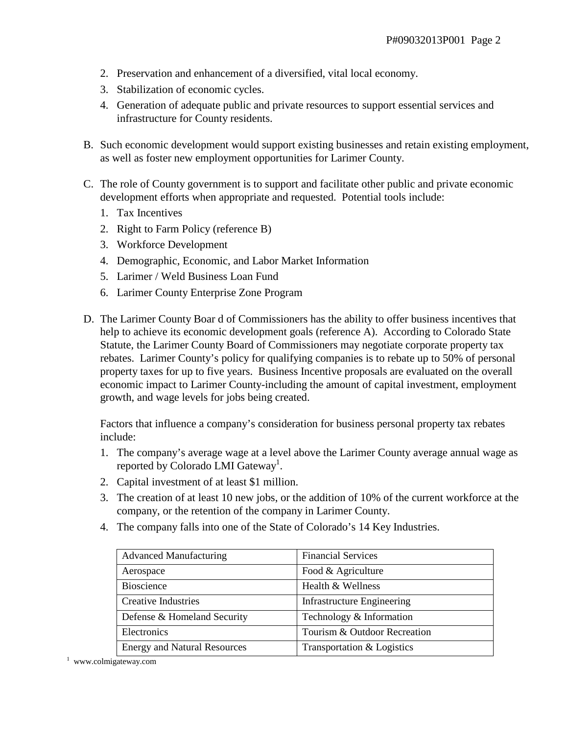2. Preservation and enhancement of a diversified, vital local economy.
3. Stabilization of economic cycles.
4. Generation of adequate public and private resources to support essential services and infrastructure for County residents.

B. Such economic development would support existing businesses and retain existing employment, as well as foster new employment opportunities for Larimer County.

C. The role of County government is to support and facilitate other public and private economic development efforts when appropriate and requested. Potential tools include:
   1. Tax Incentives
   2. Right to Farm Policy (reference B)
   3. Workforce Development
   4. Demographic, Economic, and Labor Market Information
   5. Larimer / Weld Business Loan Fund
   6. Larimer County Enterprise Zone Program

D. The Larimer County Boar d of Commissioners has the ability to offer business incentives that help to achieve its economic development goals (reference A). According to Colorado State Statute, the Larimer County Board of Commissioners may negotiate corporate property tax rebates. Larimer County's policy for qualifying companies is to rebate up to 50% of personal property taxes for up to five years. Business Incentive proposals are evaluated on the overall economic impact to Larimer County-including the amount of capital investment, employment growth, and wage levels for jobs being created.

   Factors that influence a company's consideration for business personal property tax rebates include:
   1. The company's average wage at a level above the Larimer County average annual wage as reported by Colorado LMI Gateway[1].
   2. Capital investment of at least $1 million.
   3. The creation of at least 10 new jobs, or the addition of 10% of the current workforce at the company, or the retention of the company in Larimer County.
   4. The company falls into one of the State of Colorado's 14 Key Industries.

| | |
|---|---|
| Advanced Manufacturing | Financial Services |
| Aerospace | Food & Agriculture |
| Bioscience | Health & Wellness |
| Creative Industries | Infrastructure Engineering |
| Defense & Homeland Security | Technology & Information |
| Electronics | Tourism & Outdoor Recreation |
| Energy and Natural Resources | Transportation & Logistics |

[1] www.colmigateway.com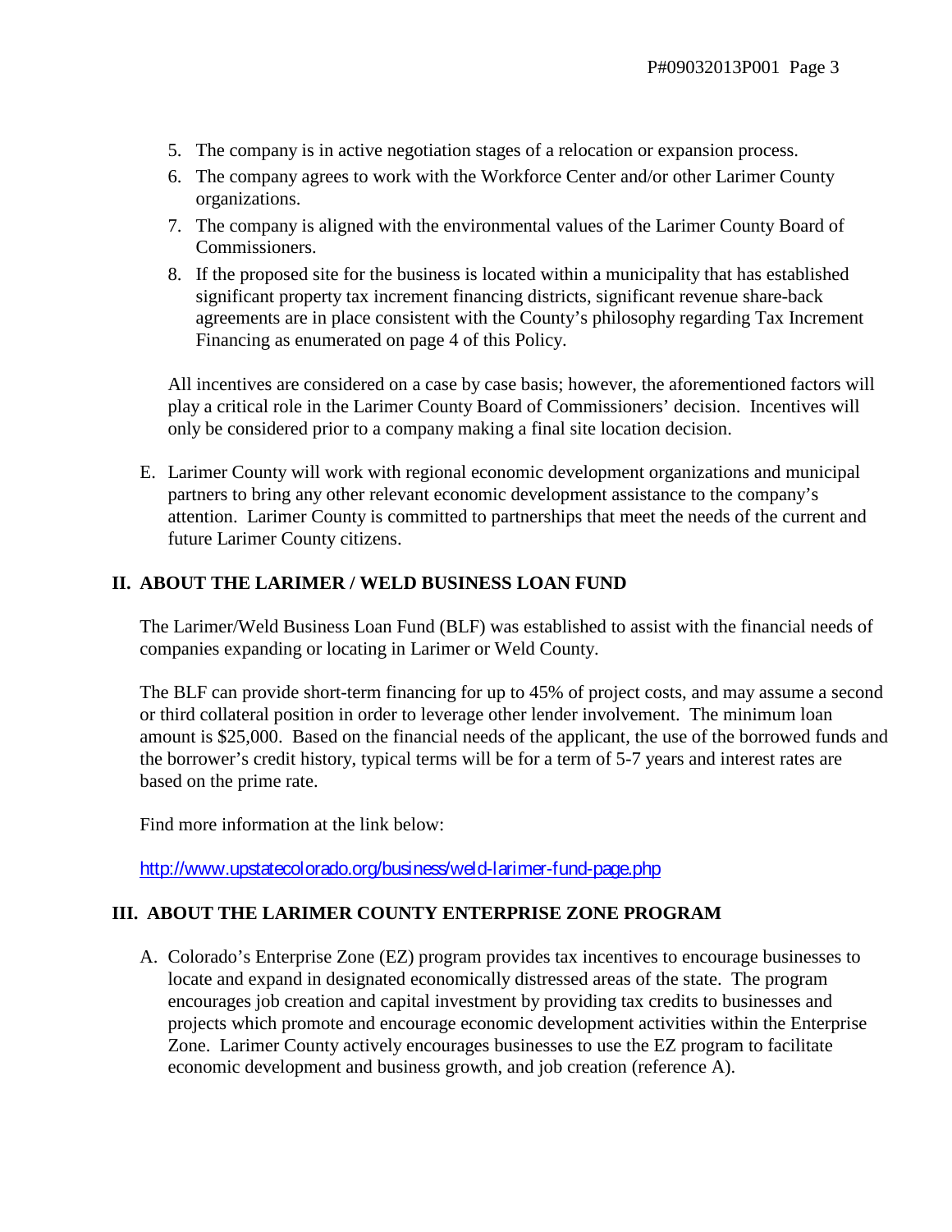5. The company is in active negotiation stages of a relocation or expansion process.
6. The company agrees to work with the Workforce Center and/or other Larimer County organizations.
7. The company is aligned with the environmental values of the Larimer County Board of Commissioners.
8. If the proposed site for the business is located within a municipality that has established significant property tax increment financing districts, significant revenue share-back agreements are in place consistent with the County's philosophy regarding Tax Increment Financing as enumerated on page 4 of this Policy.

All incentives are considered on a case by case basis; however, the aforementioned factors will play a critical role in the Larimer County Board of Commissioners' decision. Incentives will only be considered prior to a company making a final site location decision.

E. Larimer County will work with regional economic development organizations and municipal partners to bring any other relevant economic development assistance to the company's attention. Larimer County is committed to partnerships that meet the needs of the current and future Larimer County citizens.

## II. ABOUT THE LARIMER / WELD BUSINESS LOAN FUND

The Larimer/Weld Business Loan Fund (BLF) was established to assist with the financial needs of companies expanding or locating in Larimer or Weld County.

The BLF can provide short-term financing for up to 45% of project costs, and may assume a second or third collateral position in order to leverage other lender involvement. The minimum loan amount is $25,000. Based on the financial needs of the applicant, the use of the borrowed funds and the borrower's credit history, typical terms will be for a term of 5-7 years and interest rates are based on the prime rate.

Find more information at the link below:

http://www.upstatecolorado.org/business/weld-larimer-fund-page.php

## III. ABOUT THE LARIMER COUNTY ENTERPRISE ZONE PROGRAM

A. Colorado's Enterprise Zone (EZ) program provides tax incentives to encourage businesses to locate and expand in designated economically distressed areas of the state. The program encourages job creation and capital investment by providing tax credits to businesses and projects which promote and encourage economic development activities within the Enterprise Zone. Larimer County actively encourages businesses to use the EZ program to facilitate economic development and business growth, and job creation (reference A).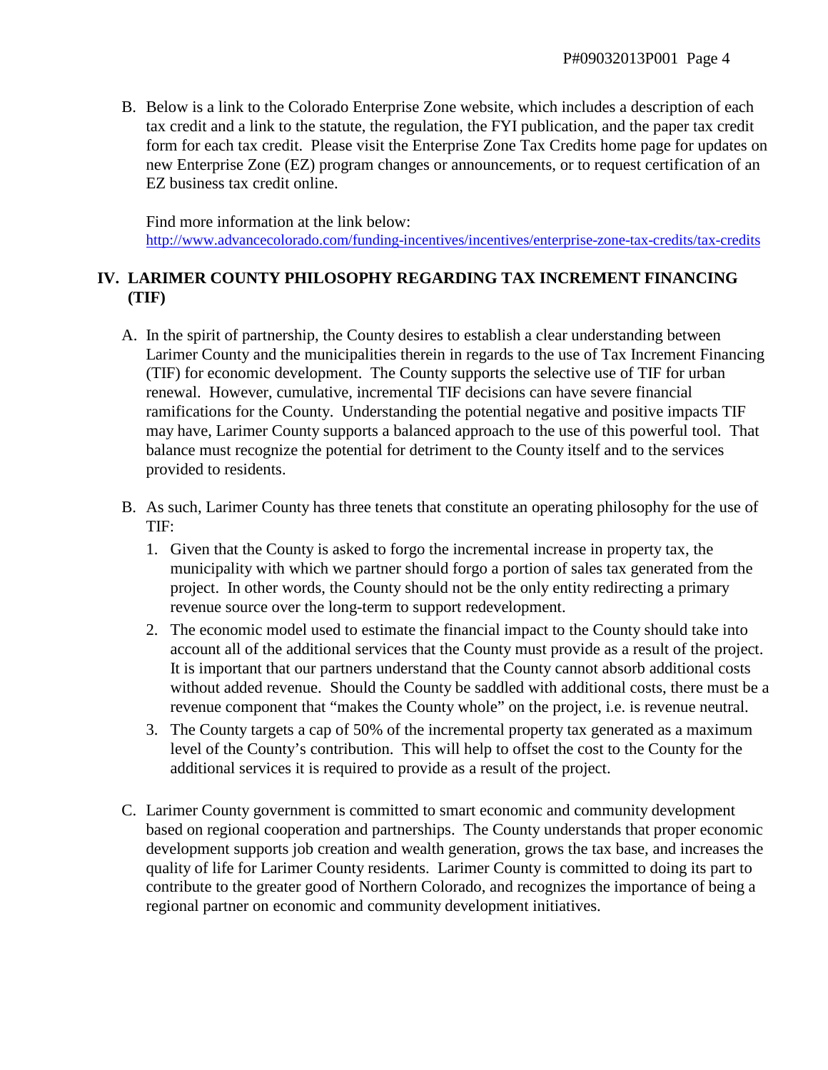B. Below is a link to the Colorado Enterprise Zone website, which includes a description of each tax credit and a link to the statute, the regulation, the FYI publication, and the paper tax credit form for each tax credit. Please visit the Enterprise Zone Tax Credits home page for updates on new Enterprise Zone (EZ) program changes or announcements, or to request certification of an EZ business tax credit online.

   Find more information at the link below:
   http://www.advancecolorado.com/funding-incentives/incentives/enterprise-zone-tax-credits/tax-credits

## IV. LARIMER COUNTY PHILOSOPHY REGARDING TAX INCREMENT FINANCING (TIF)

A. In the spirit of partnership, the County desires to establish a clear understanding between Larimer County and the municipalities therein in regards to the use of Tax Increment Financing (TIF) for economic development. The County supports the selective use of TIF for urban renewal. However, cumulative, incremental TIF decisions can have severe financial ramifications for the County. Understanding the potential negative and positive impacts TIF may have, Larimer County supports a balanced approach to the use of this powerful tool. That balance must recognize the potential for detriment to the County itself and to the services provided to residents.

B. As such, Larimer County has three tenets that constitute an operating philosophy for the use of TIF:
   1. Given that the County is asked to forgo the incremental increase in property tax, the municipality with which we partner should forgo a portion of sales tax generated from the project. In other words, the County should not be the only entity redirecting a primary revenue source over the long-term to support redevelopment.
   2. The economic model used to estimate the financial impact to the County should take into account all of the additional services that the County must provide as a result of the project. It is important that our partners understand that the County cannot absorb additional costs without added revenue. Should the County be saddled with additional costs, there must be a revenue component that "makes the County whole" on the project, i.e. is revenue neutral.
   3. The County targets a cap of 50% of the incremental property tax generated as a maximum level of the County's contribution. This will help to offset the cost to the County for the additional services it is required to provide as a result of the project.

C. Larimer County government is committed to smart economic and community development based on regional cooperation and partnerships. The County understands that proper economic development supports job creation and wealth generation, grows the tax base, and increases the quality of life for Larimer County residents. Larimer County is committed to doing its part to contribute to the greater good of Northern Colorado, and recognizes the importance of being a regional partner on economic and community development initiatives.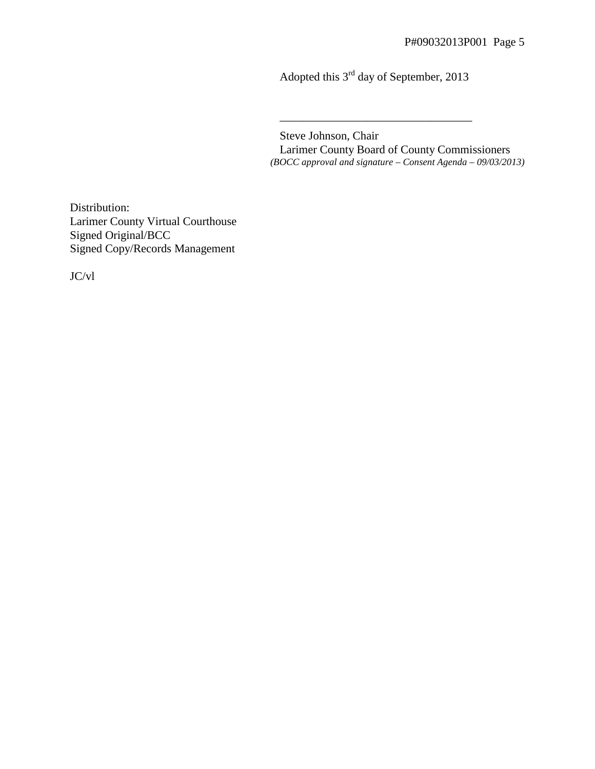Adopted this 3rd day of September, 2013

_________________________________

Steve Johnson, Chair
Larimer County Board of County Commissioners
*(BOCC approval and signature – Consent Agenda – 09/03/2013)*

Distribution:
Larimer County Virtual Courthouse
Signed Original/BCC
Signed Copy/Records Management

JC/vl